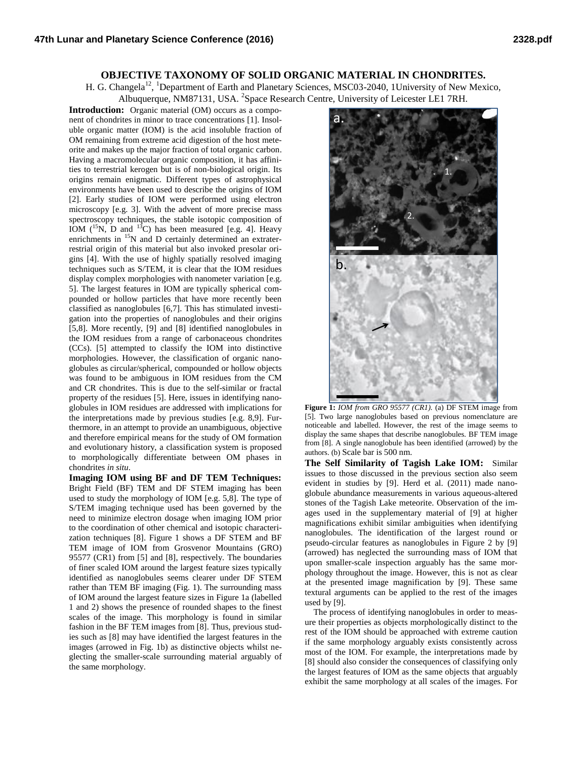# OBJECTIVE TAXONOMY OF SOLID ORGANIC MATERIAL IN CHONDRITES.

H. G. Changela[12], [1]Department of Earth and Planetary Sciences, MSC03-2040, 1University of New Mexico, Albuquerque, NM87131, USA. [2]Space Research Centre, University of Leicester LE1 7RH.

**Introduction:** Organic material (OM) occurs as a component of chondrites in minor to trace concentrations [1]. Insoluble organic matter (IOM) is the acid insoluble fraction of OM remaining from extreme acid digestion of the host meteorite and makes up the major fraction of total organic carbon. Having a macromolecular organic composition, it has affinities to terrestrial kerogen but is of non-biological origin. Its origins remain enigmatic. Different types of astrophysical environments have been used to describe the origins of IOM [2]. Early studies of IOM were performed using electron microscopy [e.g. 3]. With the advent of more precise mass spectroscopy techniques, the stable isotopic composition of IOM ($^{15}$N, D and $^{13}$C) has been measured [e.g. 4]. Heavy enrichments in $^{15}$N and D certainly determined an extraterrestrial origin of this material but also invoked presolar origins [4]. With the use of highly spatially resolved imaging techniques such as S/TEM, it is clear that the IOM residues display complex morphologies with nanometer variation [e.g. 5]. The largest features in IOM are typically spherical compounded or hollow particles that have more recently been classified as nanoglobules [6,7]. This has stimulated investigation into the properties of nanoglobules and their origins [5,8]. More recently, [9] and [8] identified nanoglobules in the IOM residues from a range of carbonaceous chondrites (CCs). [5] attempted to classify the IOM into distinctive morphologies. However, the classification of organic nanoglobules as circular/spherical, compounded or hollow objects was found to be ambiguous in IOM residues from the CM and CR chondrites. This is due to the self-similar or fractal property of the residues [5]. Here, issues in identifying nanoglobules in IOM residues are addressed with implications for the interpretations made by previous studies [e.g. 8,9]. Furthermore, in an attempt to provide an unambiguous, objective and therefore empirical means for the study of OM formation and evolutionary history, a classification system is proposed to morphologically differentiate between OM phases in chondrites *in situ*.

**Imaging IOM using BF and DF TEM Techniques:** Bright Field (BF) TEM and DF STEM imaging has been used to study the morphology of IOM [e.g. 5,8]. The type of S/TEM imaging technique used has been governed by the need to minimize electron dosage when imaging IOM prior to the coordination of other chemical and isotopic characterization techniques [8]. Figure 1 shows a DF STEM and BF TEM image of IOM from Grosvenor Mountains (GRO) 95577 (CR1) from [5] and [8], respectively. The boundaries of finer scaled IOM around the largest feature sizes typically identified as nanoglobules seems clearer under DF STEM rather than TEM BF imaging (Fig. 1). The surrounding mass of IOM around the largest feature sizes in Figure 1a (labelled 1 and 2) shows the presence of rounded shapes to the finest scales of the image. This morphology is found in similar fashion in the BF TEM images from [8]. Thus, previous studies such as [8] may have identified the largest features in the images (arrowed in Fig. 1b) as distinctive objects whilst neglecting the smaller-scale surrounding material arguably of the same morphology.

**Figure 1:** *IOM from GRO 95577 (CR1).* (a) DF STEM image from [5]. Two large nanoglobules based on previous nomenclature are noticeable and labelled. However, the rest of the image seems to display the same shapes that describe nanoglobules. BF TEM image from [8]. A single nanoglobule has been identified (arrowed) by the authors. (b) Scale bar is 500 nm.

**The Self Similarity of Tagish Lake IOM:** Similar issues to those discussed in the previous section also seem evident in studies by [9]. Herd et al. (2011) made nanoglobule abundance measurements in various aqueous-altered stones of the Tagish Lake meteorite. Observation of the images used in the supplementary material of [9] at higher magnifications exhibit similar ambiguities when identifying nanoglobules. The identification of the largest round or pseudo-circular features as nanoglobules in Figure 2 by [9] (arrowed) has neglected the surrounding mass of IOM that upon smaller-scale inspection arguably has the same morphology throughout the image. However, this is not as clear at the presented image magnification by [9]. These same textural arguments can be applied to the rest of the images used by [9].

The process of identifying nanoglobules in order to measure their properties as objects morphologically distinct to the rest of the IOM should be approached with extreme caution if the same morphology arguably exists consistently across most of the IOM. For example, the interpretations made by [8] should also consider the consequences of classifying only the largest features of IOM as the same objects that arguably exhibit the same morphology at all scales of the images. For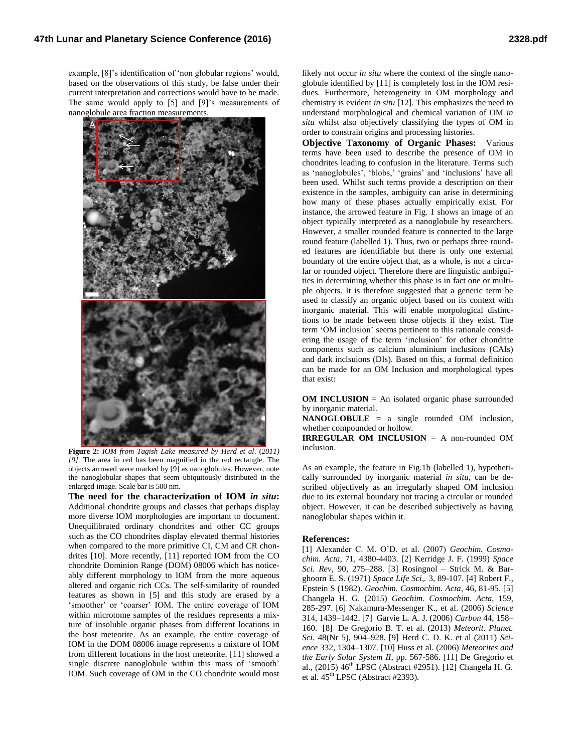example, [8]'s identification of 'non globular regions' would, based on the observations of this study, be false under their current interpretation and corrections would have to be made. The same would apply to [5] and [9]'s measurements of nanoglobule area fraction measurements.

**Figure 2:** *IOM from Tagish Lake measured by Herd et al. (2011) [9].* The area in red has been magnified in the red rectangle. The objects arrowed were marked by [9] as nanoglobules. However, note the nanoglobular shapes that seem ubiquitously distributed in the enlarged image. Scale bar is 500 nm.

**The need for the characterization of IOM *in situ*:** Additional chondrite groups and classes that perhaps display more diverse IOM morphologies are important to document. Unequilibrated ordinary chondrites and other CC groups such as the CO chondrites display elevated thermal histories when compared to the more primitive CI, CM and CR chondrites [10]. More recently, [11] reported IOM from the CO chondrite Dominion Range (DOM) 08006 which has noticeably different morphology to IOM from the more aqueous altered and organic rich CCs. The self-similarity of rounded features as shown in [5] and this study are erased by a 'smoother' or 'coarser' IOM. The entire coverage of IOM within microtome samples of the residues represents a mixture of insoluble organic phases from different locations in the host meteorite. As an example, the entire coverage of IOM in the DOM 08006 image represents a mixture of IOM from different locations in the host meteorite. [11] showed a single discrete nanoglobule within this mass of 'smooth' IOM. Such coverage of OM in the CO chondrite would most likely not occur *in situ* where the context of the single nanoglobule identified by [11] is completely lost in the IOM residues. Furthermore, heterogeneity in OM morphology and chemistry is evident *in situ* [12]. This emphasizes the need to understand morphological and chemical variation of OM *in situ* whilst also objectively classifying the types of OM in order to constrain origins and processing histories.

**Objective Taxonomy of Organic Phases:** Various terms have been used to describe the presence of OM in chondrites leading to confusion in the literature. Terms such as 'nanoglobules', 'blobs,' 'grains' and 'inclusions' have all been used. Whilst such terms provide a description on their existence in the samples, ambiguity can arise in determining how many of these phases actually empirically exist. For instance, the arrowed feature in Fig. 1 shows an image of an object typically interpreted as a nanoglobule by researchers. However, a smaller rounded feature is connected to the large round feature (labelled 1). Thus, two or perhaps three rounded features are identifiable but there is only one external boundary of the entire object that, as a whole, is not a circular or rounded object. Therefore there are linguistic ambiguities in determining whether this phase is in fact one or multiple objects. It is therefore suggested that a generic term be used to classify an organic object based on its context with inorganic material. This will enable morpological distinctions to be made between those objects if they exist. The term 'OM inclusion' seems pertinent to this rationale considering the usage of the term 'inclusion' for other chondrite components such as calcium aluminium inclusions (CAIs) and dark inclsuions (DIs). Based on this, a formal definition can be made for an OM Inclusion and morphological types that exist:

**OM INCLUSION** = An isolated organic phase surrounded by inorganic material.

**NANOGLOBULE** = a single rounded OM inclusion, whether compounded or hollow.

**IRREGULAR OM INCLUSION** = A non-rounded OM inclusion.

As an example, the feature in Fig.1b (labelled 1), hypothetically surrounded by inorganic material *in situ*, can be described objectively as an irregularly shaped OM inclusion due to its external boundary not tracing a circular or rounded object. However, it can be described subjectively as having nanoglobular shapes within it.

**References:**

[1] Alexander C. M. O'D. et al. (2007) *Geochim. Cosmochim. Acta*, 71, 4380-4403. [2] Kerridge J. F. (1999) *Space Sci. Rev*, 90, 275–288. [3] Rosingnol – Strick M. & Barghoorn E. S. (1971) *Space Life Sci*,. 3, 89-107. [4] Robert F., Epstein S (1982). *Geochim. Cosmochim. Acta*, 46, 81-95. [5] Changela H. G. (2015) *Geochim. Cosmochim. Acta*, 159, 285-297. [6] Nakamura-Messenger K., et al. (2006) *Science* 314, 1439–1442. [7] Garvie L. A. J. (2006) *Carbon* 44, 158–160. [8] De Gregorio B. T. et al. (2013) *Meteorit. Planet. Sci.* 48(Nr 5), 904–928. [9] Herd C. D. K. et al (2011) *Science* 332, 1304–1307. [10] Huss et al. (2006) *Meteorites and the Early Solar System II*, pp. 567-586. [11] De Gregorio et al., (2015) 46th LPSC (Abstract #2951). [12] Changela H. G. et al. 45th LPSC (Abstract #2393).